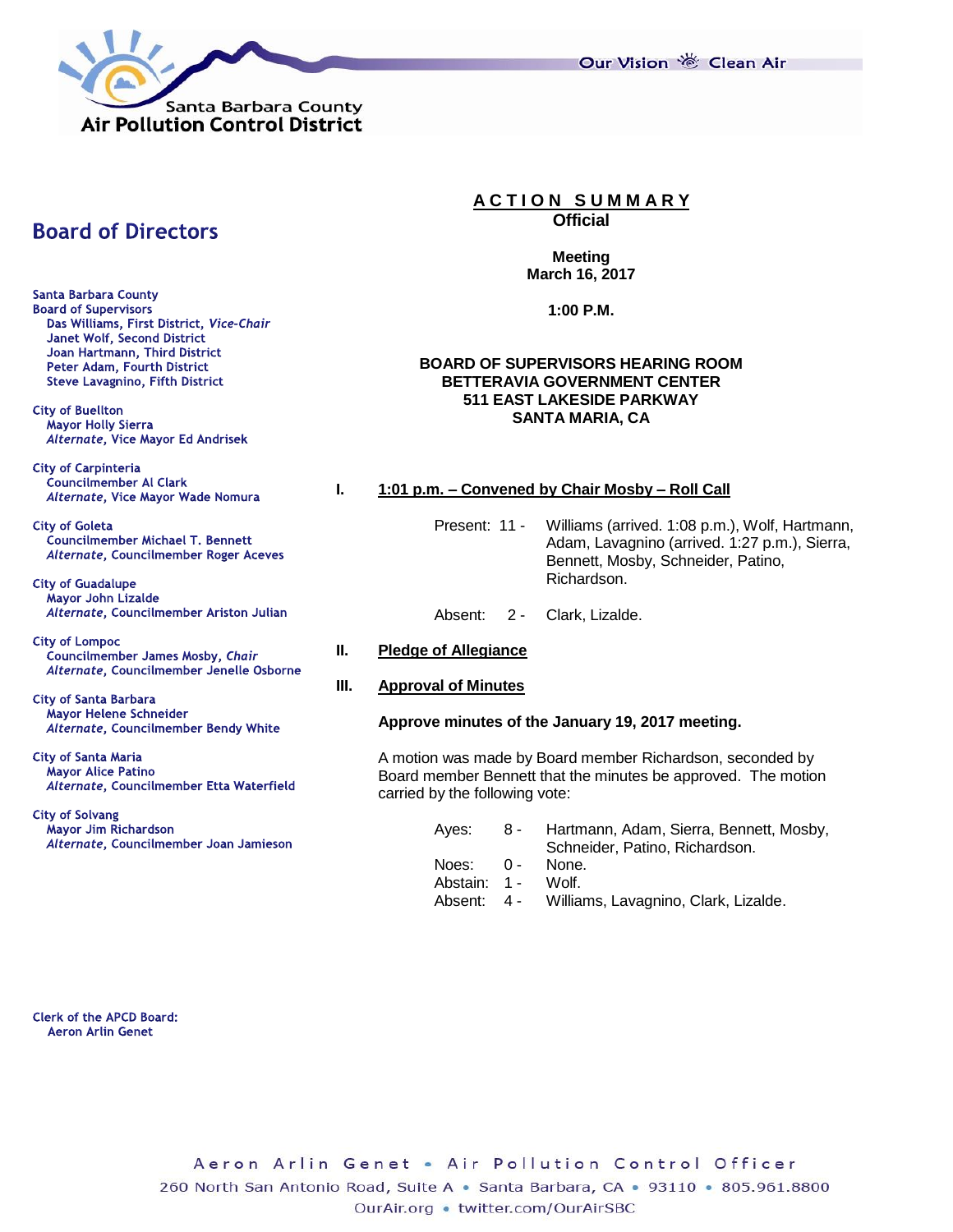Santa Barbara County
Air Pollution Control District

Our Vision Clean Air

## Board of Directors

**Santa Barbara County Board of Supervisors**
- Das Williams, First District, *Vice-Chair*
- Janet Wolf, Second District
- Joan Hartmann, Third District
- Peter Adam, Fourth District
- Steve Lavagnino, Fifth District

**City of Buellton**
- Mayor Holly Sierra
- *Alternate*, Vice Mayor Ed Andrisek

**City of Carpinteria**
- Councilmember Al Clark
- *Alternate*, Vice Mayor Wade Nomura

**City of Goleta**
- Councilmember Michael T. Bennett
- *Alternate*, Councilmember Roger Aceves

**City of Guadalupe**
- Mayor John Lizalde
- *Alternate*, Councilmember Ariston Julian

**City of Lompoc**
- Councilmember James Mosby, *Chair*
- *Alternate*, Councilmember Jenelle Osborne

**City of Santa Barbara**
- Mayor Helene Schneider
- *Alternate*, Councilmember Bendy White

**City of Santa Maria**
- Mayor Alice Patino
- *Alternate*, Councilmember Etta Waterfield

**City of Solvang**
- Mayor Jim Richardson
- *Alternate*, Councilmember Joan Jamieson

**Clerk of the APCD Board:**
Aeron Arlin Genet

# ACTION SUMMARY
**Official**

**Meeting**
**March 16, 2017**

**1:00 P.M.**

**BOARD OF SUPERVISORS HEARING ROOM**
**BETTERAVIA GOVERNMENT CENTER**
**511 EAST LAKESIDE PARKWAY**
**SANTA MARIA, CA**

## I. 1:01 p.m. – Convened by Chair Mosby – Roll Call

Present: 11 - Williams (arrived. 1:08 p.m.), Wolf, Hartmann, Adam, Lavagnino (arrived. 1:27 p.m.), Sierra, Bennett, Mosby, Schneider, Patino, Richardson.

Absent: 2 - Clark, Lizalde.

## II. Pledge of Allegiance

## III. Approval of Minutes

**Approve minutes of the January 19, 2017 meeting.**

A motion was made by Board member Richardson, seconded by Board member Bennett that the minutes be approved. The motion carried by the following vote:

Ayes: 8 - Hartmann, Adam, Sierra, Bennett, Mosby, Schneider, Patino, Richardson.
Noes: 0 - None.
Abstain: 1 - Wolf.
Absent: 4 - Williams, Lavagnino, Clark, Lizalde.

Aeron Arlin Genet • Air Pollution Control Officer
260 North San Antonio Road, Suite A • Santa Barbara, CA • 93110 • 805.961.8800
OurAir.org • twitter.com/OurAirSBC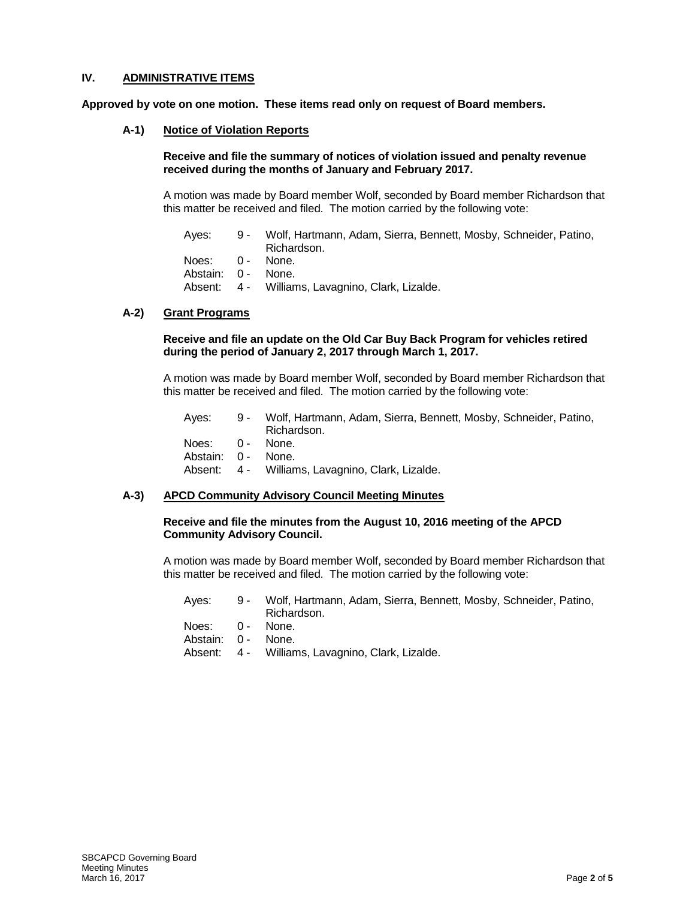## IV. ADMINISTRATIVE ITEMS

**Approved by vote on one motion. These items read only on request of Board members.**

### A-1) Notice of Violation Reports

**Receive and file the summary of notices of violation issued and penalty revenue received during the months of January and February 2017.**

A motion was made by Board member Wolf, seconded by Board member Richardson that this matter be received and filed. The motion carried by the following vote:

Ayes: 9 - Wolf, Hartmann, Adam, Sierra, Bennett, Mosby, Schneider, Patino, Richardson.
Noes: 0 - None.
Abstain: 0 - None.
Absent: 4 - Williams, Lavagnino, Clark, Lizalde.

### A-2) Grant Programs

**Receive and file an update on the Old Car Buy Back Program for vehicles retired during the period of January 2, 2017 through March 1, 2017.**

A motion was made by Board member Wolf, seconded by Board member Richardson that this matter be received and filed. The motion carried by the following vote:

Ayes: 9 - Wolf, Hartmann, Adam, Sierra, Bennett, Mosby, Schneider, Patino, Richardson.
Noes: 0 - None.
Abstain: 0 - None.
Absent: 4 - Williams, Lavagnino, Clark, Lizalde.

### A-3) APCD Community Advisory Council Meeting Minutes

**Receive and file the minutes from the August 10, 2016 meeting of the APCD Community Advisory Council.**

A motion was made by Board member Wolf, seconded by Board member Richardson that this matter be received and filed. The motion carried by the following vote:

Ayes: 9 - Wolf, Hartmann, Adam, Sierra, Bennett, Mosby, Schneider, Patino, Richardson.
Noes: 0 - None.
Abstain: 0 - None.
Absent: 4 - Williams, Lavagnino, Clark, Lizalde.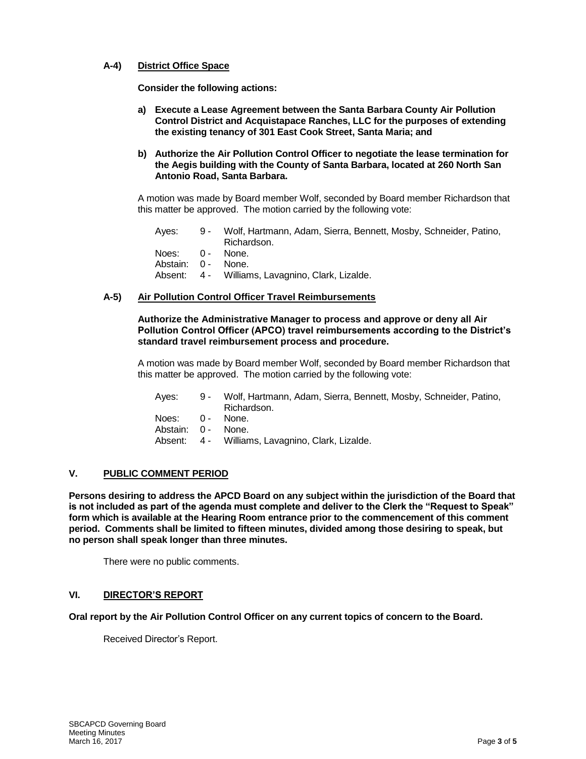### A-4) District Office Space

**Consider the following actions:**

**a) Execute a Lease Agreement between the Santa Barbara County Air Pollution Control District and Acquistapace Ranches, LLC for the purposes of extending the existing tenancy of 301 East Cook Street, Santa Maria; and**

**b) Authorize the Air Pollution Control Officer to negotiate the lease termination for the Aegis building with the County of Santa Barbara, located at 260 North San Antonio Road, Santa Barbara.**

A motion was made by Board member Wolf, seconded by Board member Richardson that this matter be approved. The motion carried by the following vote:

| | | |
|---|---|---|
| Ayes: | 9 - | Wolf, Hartmann, Adam, Sierra, Bennett, Mosby, Schneider, Patino, Richardson. |
| Noes: | 0 - | None. |
| Abstain: | 0 - | None. |
| Absent: | 4 - | Williams, Lavagnino, Clark, Lizalde. |

### A-5) Air Pollution Control Officer Travel Reimbursements

**Authorize the Administrative Manager to process and approve or deny all Air Pollution Control Officer (APCO) travel reimbursements according to the District's standard travel reimbursement process and procedure.**

A motion was made by Board member Wolf, seconded by Board member Richardson that this matter be approved. The motion carried by the following vote:

| | | |
|---|---|---|
| Ayes: | 9 - | Wolf, Hartmann, Adam, Sierra, Bennett, Mosby, Schneider, Patino, Richardson. |
| Noes: | 0 - | None. |
| Abstain: | 0 - | None. |
| Absent: | 4 - | Williams, Lavagnino, Clark, Lizalde. |

## V. PUBLIC COMMENT PERIOD

**Persons desiring to address the APCD Board on any subject within the jurisdiction of the Board that is not included as part of the agenda must complete and deliver to the Clerk the "Request to Speak" form which is available at the Hearing Room entrance prior to the commencement of this comment period. Comments shall be limited to fifteen minutes, divided among those desiring to speak, but no person shall speak longer than three minutes.**

There were no public comments.

## VI. DIRECTOR'S REPORT

**Oral report by the Air Pollution Control Officer on any current topics of concern to the Board.**

Received Director's Report.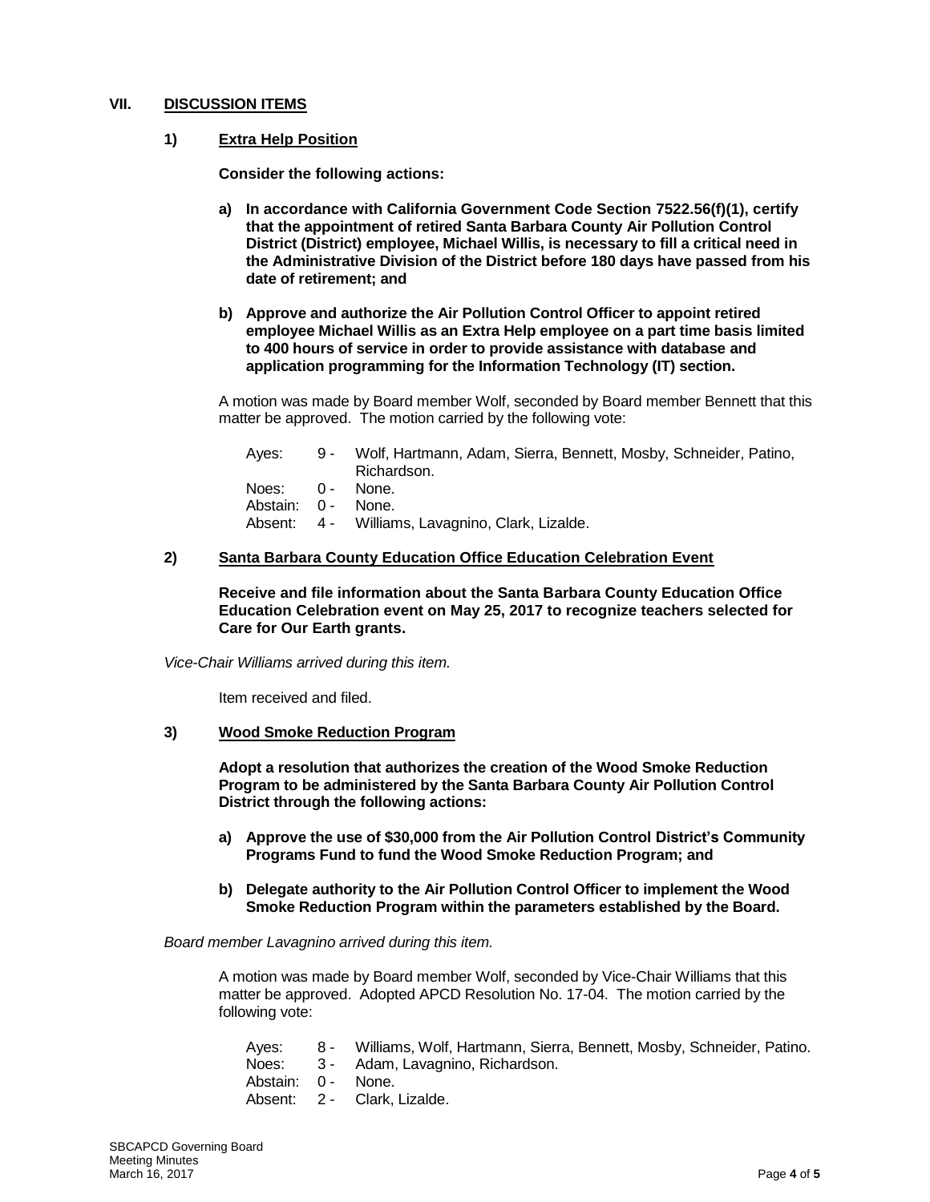## VII. DISCUSSION ITEMS

### 1) Extra Help Position

**Consider the following actions:**

**a) In accordance with California Government Code Section 7522.56(f)(1), certify that the appointment of retired Santa Barbara County Air Pollution Control District (District) employee, Michael Willis, is necessary to fill a critical need in the Administrative Division of the District before 180 days have passed from his date of retirement; and**

**b) Approve and authorize the Air Pollution Control Officer to appoint retired employee Michael Willis as an Extra Help employee on a part time basis limited to 400 hours of service in order to provide assistance with database and application programming for the Information Technology (IT) section.**

A motion was made by Board member Wolf, seconded by Board member Bennett that this matter be approved. The motion carried by the following vote:

| | | |
|---|---|---|
| Ayes: | 9 - | Wolf, Hartmann, Adam, Sierra, Bennett, Mosby, Schneider, Patino, Richardson. |
| Noes: | 0 - | None. |
| Abstain: | 0 - | None. |
| Absent: | 4 - | Williams, Lavagnino, Clark, Lizalde. |

### 2) Santa Barbara County Education Office Education Celebration Event

**Receive and file information about the Santa Barbara County Education Office Education Celebration event on May 25, 2017 to recognize teachers selected for Care for Our Earth grants.**

*Vice-Chair Williams arrived during this item.*

Item received and filed.

### 3) Wood Smoke Reduction Program

**Adopt a resolution that authorizes the creation of the Wood Smoke Reduction Program to be administered by the Santa Barbara County Air Pollution Control District through the following actions:**

**a) Approve the use of $30,000 from the Air Pollution Control District's Community Programs Fund to fund the Wood Smoke Reduction Program; and**

**b) Delegate authority to the Air Pollution Control Officer to implement the Wood Smoke Reduction Program within the parameters established by the Board.**

*Board member Lavagnino arrived during this item.*

A motion was made by Board member Wolf, seconded by Vice-Chair Williams that this matter be approved. Adopted APCD Resolution No. 17-04. The motion carried by the following vote:

| | | |
|---|---|---|
| Ayes: | 8 - | Williams, Wolf, Hartmann, Sierra, Bennett, Mosby, Schneider, Patino. |
| Noes: | 3 - | Adam, Lavagnino, Richardson. |
| Abstain: | 0 - | None. |
| Absent: | 2 - | Clark, Lizalde. |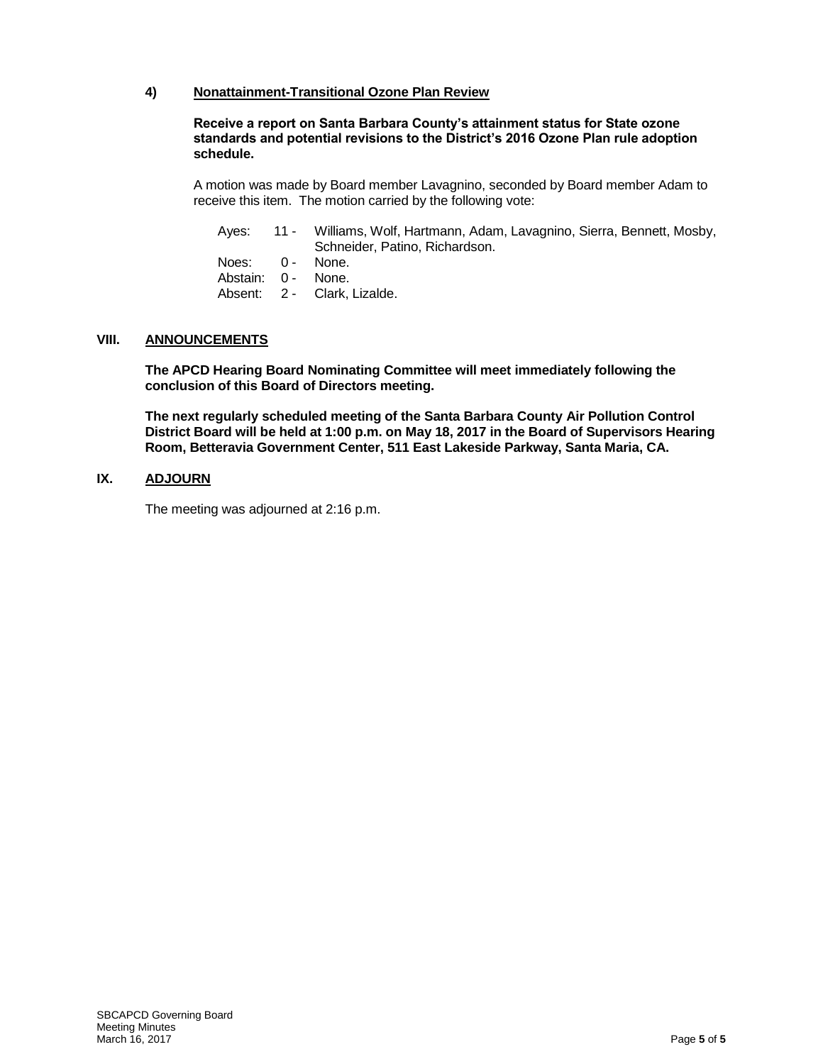**4) Nonattainment-Transitional Ozone Plan Review**

**Receive a report on Santa Barbara County's attainment status for State ozone standards and potential revisions to the District's 2016 Ozone Plan rule adoption schedule.**

A motion was made by Board member Lavagnino, seconded by Board member Adam to receive this item. The motion carried by the following vote:

| | | |
|---|---|---|
| Ayes: | 11 - | Williams, Wolf, Hartmann, Adam, Lavagnino, Sierra, Bennett, Mosby, Schneider, Patino, Richardson. |
| Noes: | 0 - | None. |
| Abstain: | 0 - | None. |
| Absent: | 2 - | Clark, Lizalde. |

## VIII. ANNOUNCEMENTS

**The APCD Hearing Board Nominating Committee will meet immediately following the conclusion of this Board of Directors meeting.**

**The next regularly scheduled meeting of the Santa Barbara County Air Pollution Control District Board will be held at 1:00 p.m. on May 18, 2017 in the Board of Supervisors Hearing Room, Betteravia Government Center, 511 East Lakeside Parkway, Santa Maria, CA.**

## IX. ADJOURN

The meeting was adjourned at 2:16 p.m.